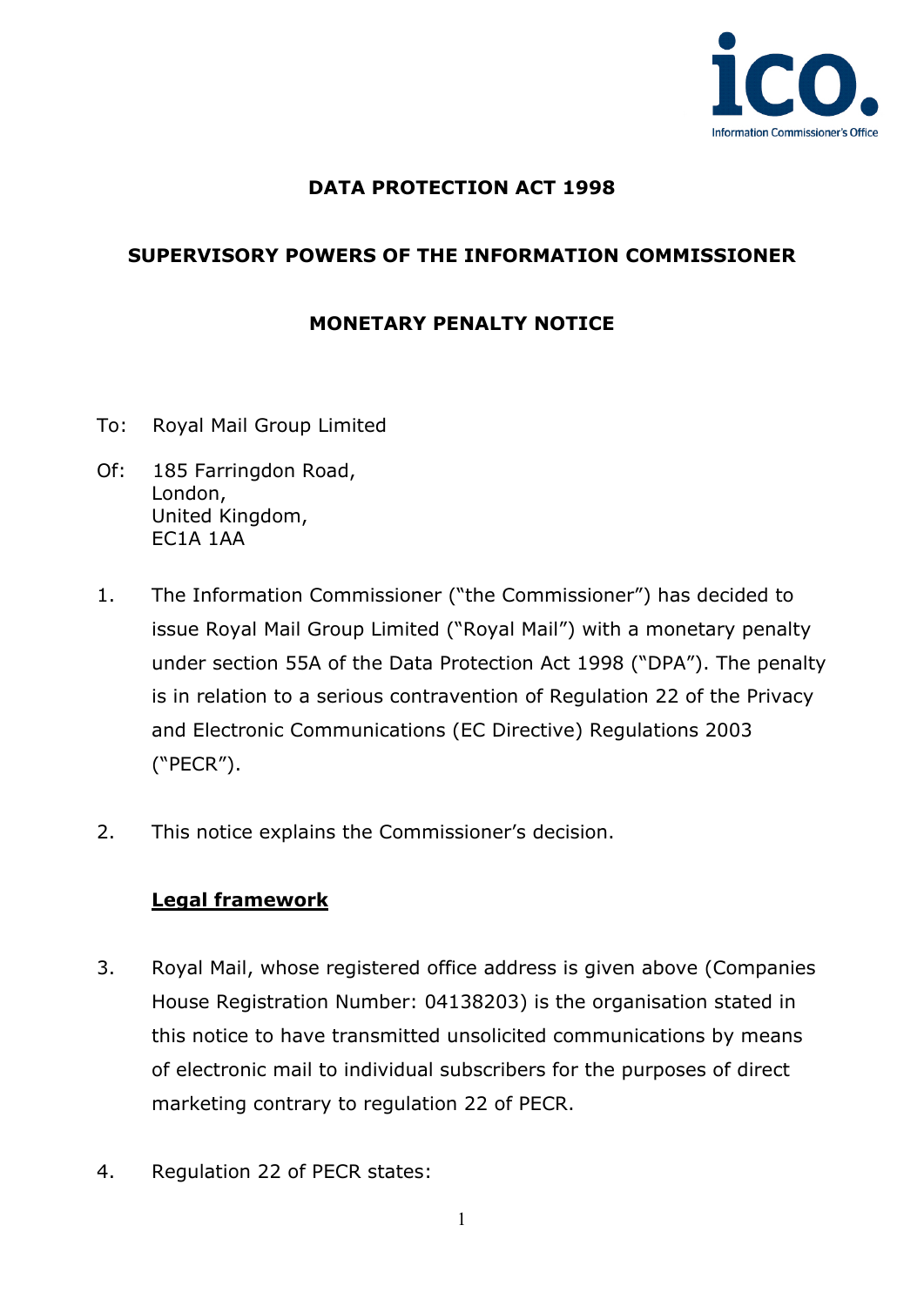**DATA PROTECTION ACT 1998**

**SUPERVISORY POWERS OF THE INFORMATION COMMISSIONER**

**MONETARY PENALTY NOTICE**

To: Royal Mail Group Limited

Of: 185 Farringdon Road,
London,
United Kingdom,
EC1A 1AA

1. The Information Commissioner ("the Commissioner") has decided to issue Royal Mail Group Limited ("Royal Mail") with a monetary penalty under section 55A of the Data Protection Act 1998 ("DPA"). The penalty is in relation to a serious contravention of Regulation 22 of the Privacy and Electronic Communications (EC Directive) Regulations 2003 ("PECR").

2. This notice explains the Commissioner's decision.

**<u>Legal framework</u>**

3. Royal Mail, whose registered office address is given above (Companies House Registration Number: 04138203) is the organisation stated in this notice to have transmitted unsolicited communications by means of electronic mail to individual subscribers for the purposes of direct marketing contrary to regulation 22 of PECR.

4. Regulation 22 of PECR states: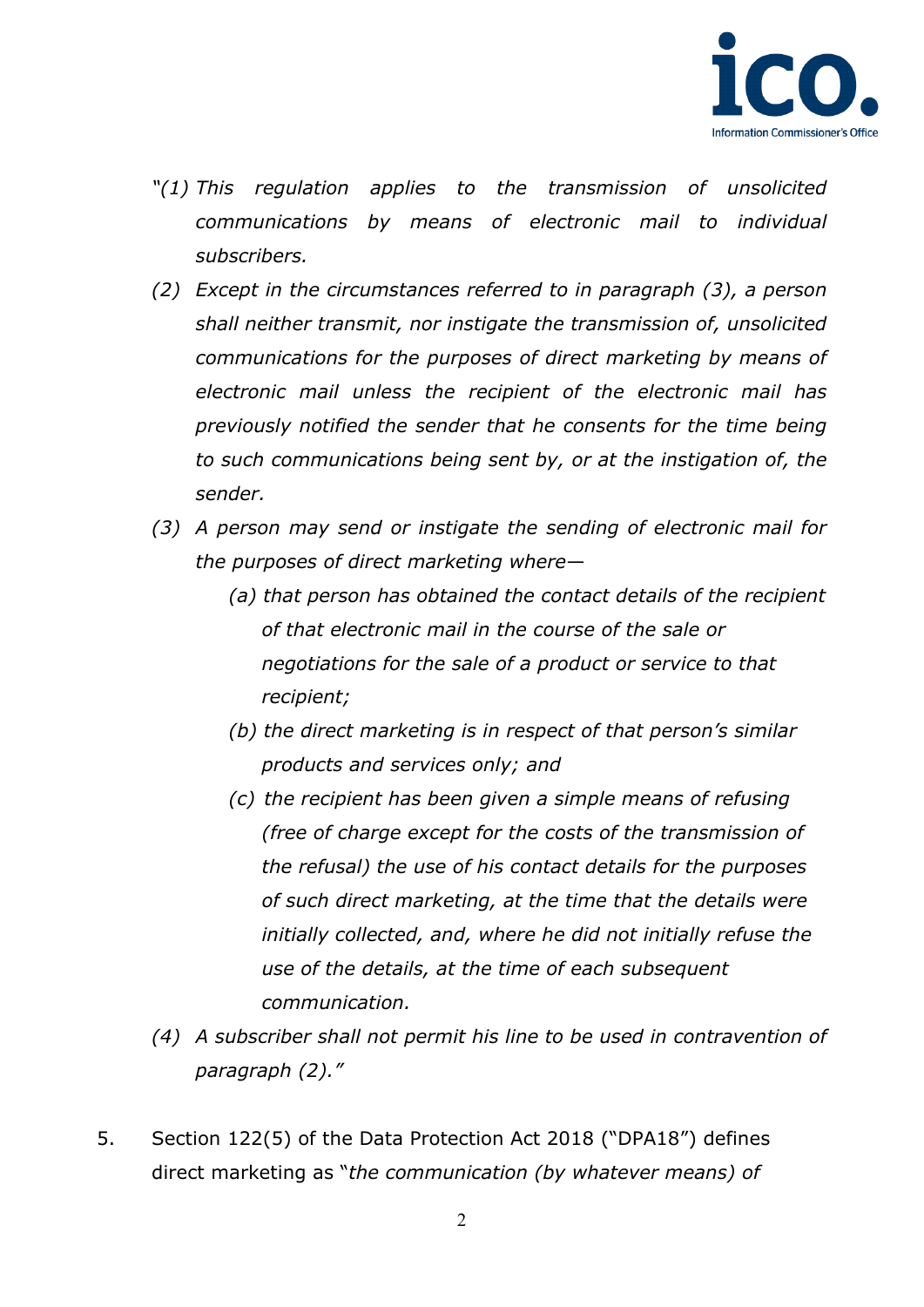*"(1) This regulation applies to the transmission of unsolicited communications by means of electronic mail to individual subscribers.*

*(2) Except in the circumstances referred to in paragraph (3), a person shall neither transmit, nor instigate the transmission of, unsolicited communications for the purposes of direct marketing by means of electronic mail unless the recipient of the electronic mail has previously notified the sender that he consents for the time being to such communications being sent by, or at the instigation of, the sender.*

*(3) A person may send or instigate the sending of electronic mail for the purposes of direct marketing where—*

*(a) that person has obtained the contact details of the recipient of that electronic mail in the course of the sale or negotiations for the sale of a product or service to that recipient;*

*(b) the direct marketing is in respect of that person's similar products and services only; and*

*(c) the recipient has been given a simple means of refusing (free of charge except for the costs of the transmission of the refusal) the use of his contact details for the purposes of such direct marketing, at the time that the details were initially collected, and, where he did not initially refuse the use of the details, at the time of each subsequent communication.*

*(4) A subscriber shall not permit his line to be used in contravention of paragraph (2)."*

5. Section 122(5) of the Data Protection Act 2018 ("DPA18") defines direct marketing as "*the communication (by whatever means) of*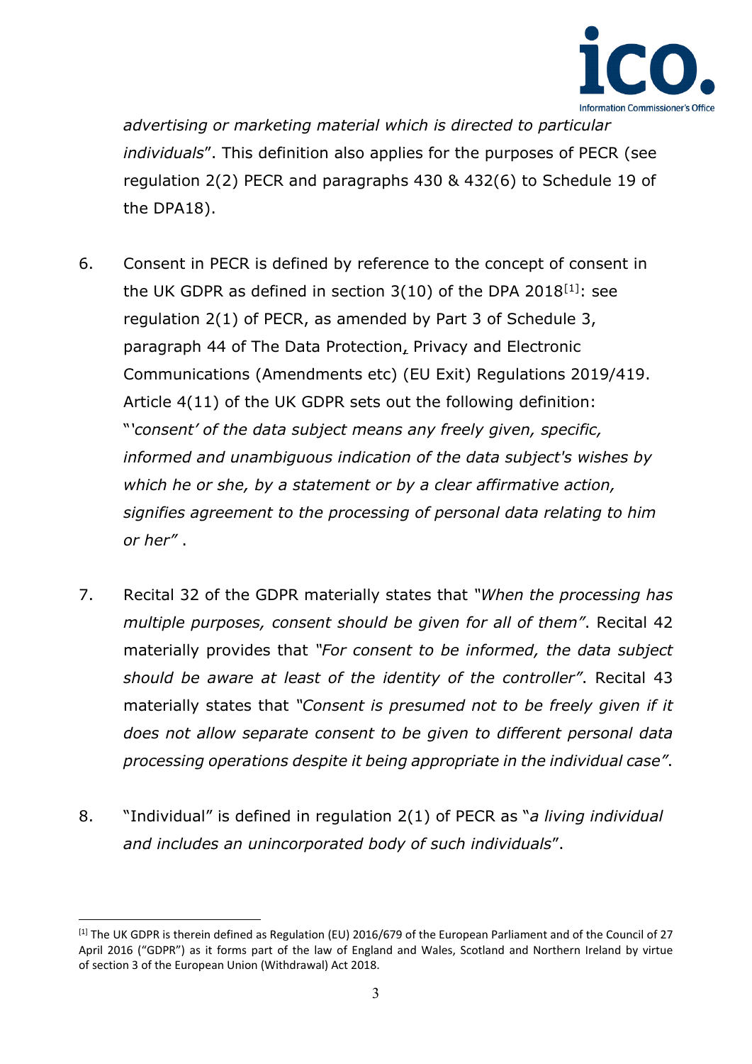*advertising or marketing material which is directed to particular individuals*". This definition also applies for the purposes of PECR (see regulation 2(2) PECR and paragraphs 430 & 432(6) to Schedule 19 of the DPA18).

6. Consent in PECR is defined by reference to the concept of consent in the UK GDPR as defined in section 3(10) of the DPA 2018[1]: see regulation 2(1) of PECR, as amended by Part 3 of Schedule 3, paragraph 44 of The Data Protection, Privacy and Electronic Communications (Amendments etc) (EU Exit) Regulations 2019/419. Article 4(11) of the UK GDPR sets out the following definition: "*'consent' of the data subject means any freely given, specific, informed and unambiguous indication of the data subject's wishes by which he or she, by a statement or by a clear affirmative action, signifies agreement to the processing of personal data relating to him or her"* .

7. Recital 32 of the GDPR materially states that *"When the processing has multiple purposes, consent should be given for all of them"*. Recital 42 materially provides that *"For consent to be informed, the data subject should be aware at least of the identity of the controller"*. Recital 43 materially states that *"Consent is presumed not to be freely given if it does not allow separate consent to be given to different personal data processing operations despite it being appropriate in the individual case"*.

8. "Individual" is defined in regulation 2(1) of PECR as "*a living individual and includes an unincorporated body of such individuals*".

---

[1] The UK GDPR is therein defined as Regulation (EU) 2016/679 of the European Parliament and of the Council of 27 April 2016 ("GDPR") as it forms part of the law of England and Wales, Scotland and Northern Ireland by virtue of section 3 of the European Union (Withdrawal) Act 2018.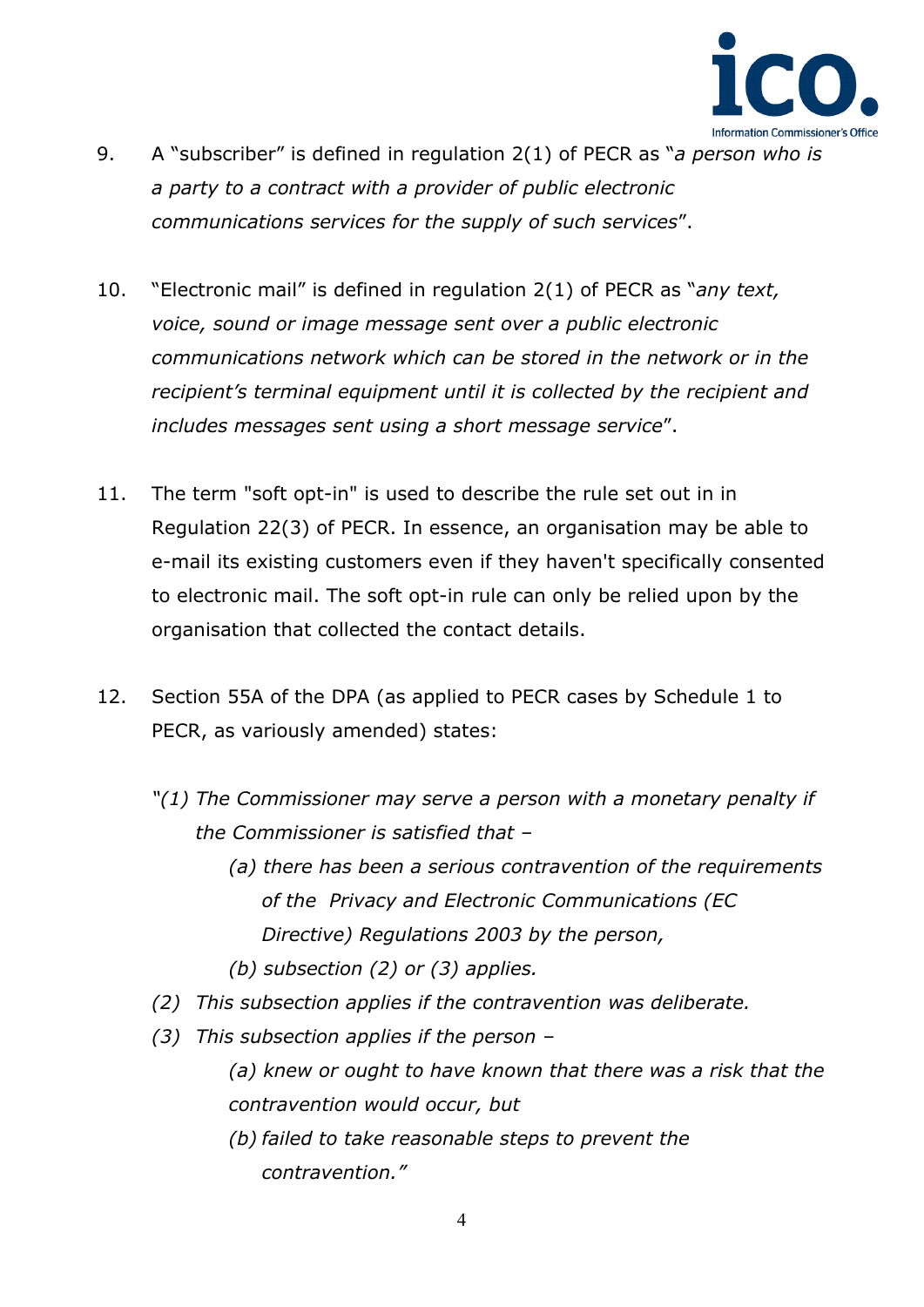9. A "subscriber" is defined in regulation 2(1) of PECR as "*a person who is a party to a contract with a provider of public electronic communications services for the supply of such services*".

10. "Electronic mail" is defined in regulation 2(1) of PECR as "*any text, voice, sound or image message sent over a public electronic communications network which can be stored in the network or in the recipient's terminal equipment until it is collected by the recipient and includes messages sent using a short message service*".

11. The term "soft opt-in" is used to describe the rule set out in in Regulation 22(3) of PECR. In essence, an organisation may be able to e-mail its existing customers even if they haven't specifically consented to electronic mail. The soft opt-in rule can only be relied upon by the organisation that collected the contact details.

12. Section 55A of the DPA (as applied to PECR cases by Schedule 1 to PECR, as variously amended) states:

*"(1) The Commissioner may serve a person with a monetary penalty if the Commissioner is satisfied that –*

*(a) there has been a serious contravention of the requirements of the Privacy and Electronic Communications (EC Directive) Regulations 2003 by the person,*

*(b) subsection (2) or (3) applies.*

*(2) This subsection applies if the contravention was deliberate.*

*(3) This subsection applies if the person –*

*(a) knew or ought to have known that there was a risk that the contravention would occur, but*

*(b) failed to take reasonable steps to prevent the contravention."*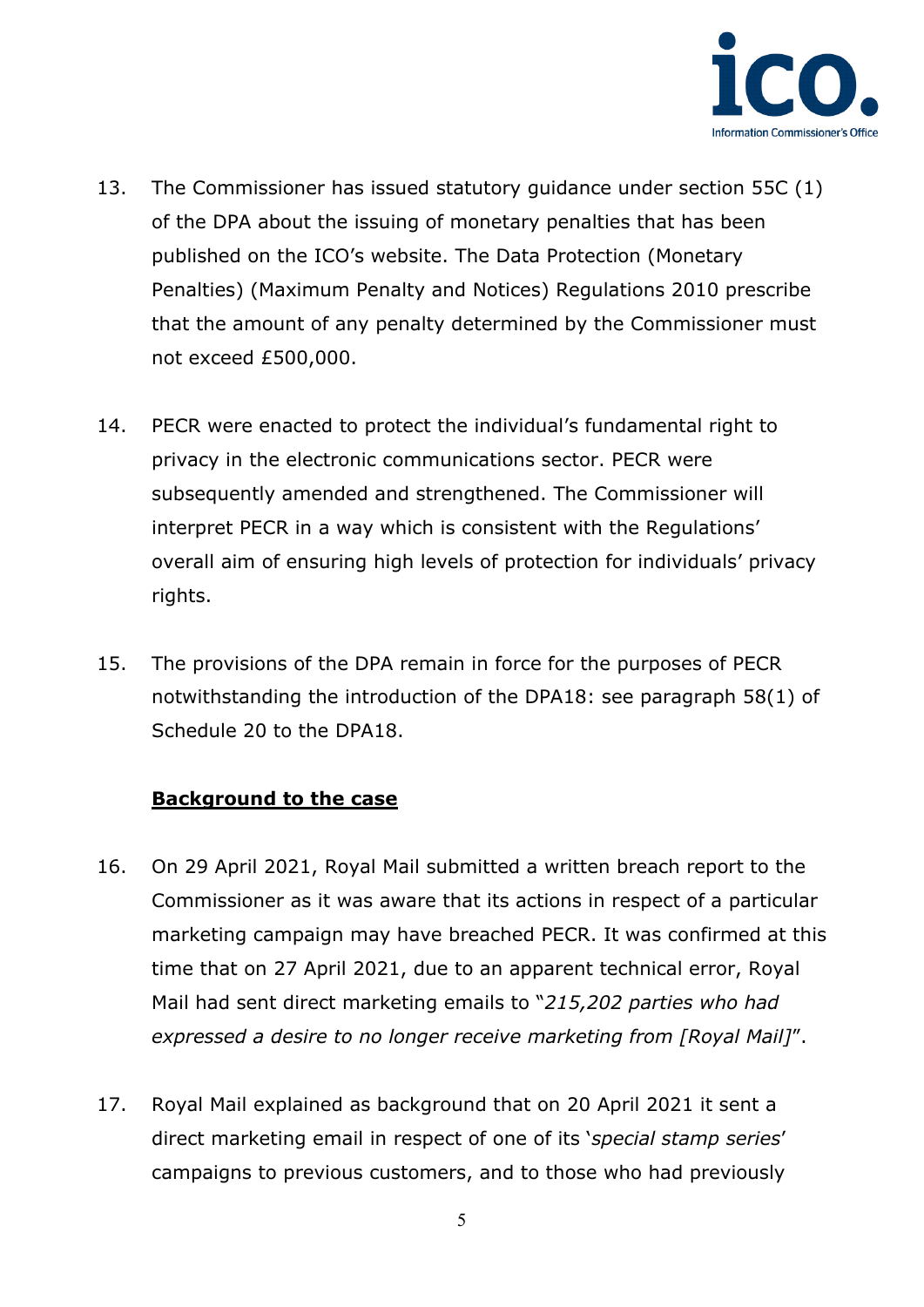13. The Commissioner has issued statutory guidance under section 55C (1) of the DPA about the issuing of monetary penalties that has been published on the ICO's website. The Data Protection (Monetary Penalties) (Maximum Penalty and Notices) Regulations 2010 prescribe that the amount of any penalty determined by the Commissioner must not exceed £500,000.

14. PECR were enacted to protect the individual's fundamental right to privacy in the electronic communications sector. PECR were subsequently amended and strengthened. The Commissioner will interpret PECR in a way which is consistent with the Regulations' overall aim of ensuring high levels of protection for individuals' privacy rights.

15. The provisions of the DPA remain in force for the purposes of PECR notwithstanding the introduction of the DPA18: see paragraph 58(1) of Schedule 20 to the DPA18.

**Background to the case**

16. On 29 April 2021, Royal Mail submitted a written breach report to the Commissioner as it was aware that its actions in respect of a particular marketing campaign may have breached PECR. It was confirmed at this time that on 27 April 2021, due to an apparent technical error, Royal Mail had sent direct marketing emails to "*215,202 parties who had expressed a desire to no longer receive marketing from [Royal Mail]*".

17. Royal Mail explained as background that on 20 April 2021 it sent a direct marketing email in respect of one of its '*special stamp series*' campaigns to previous customers, and to those who had previously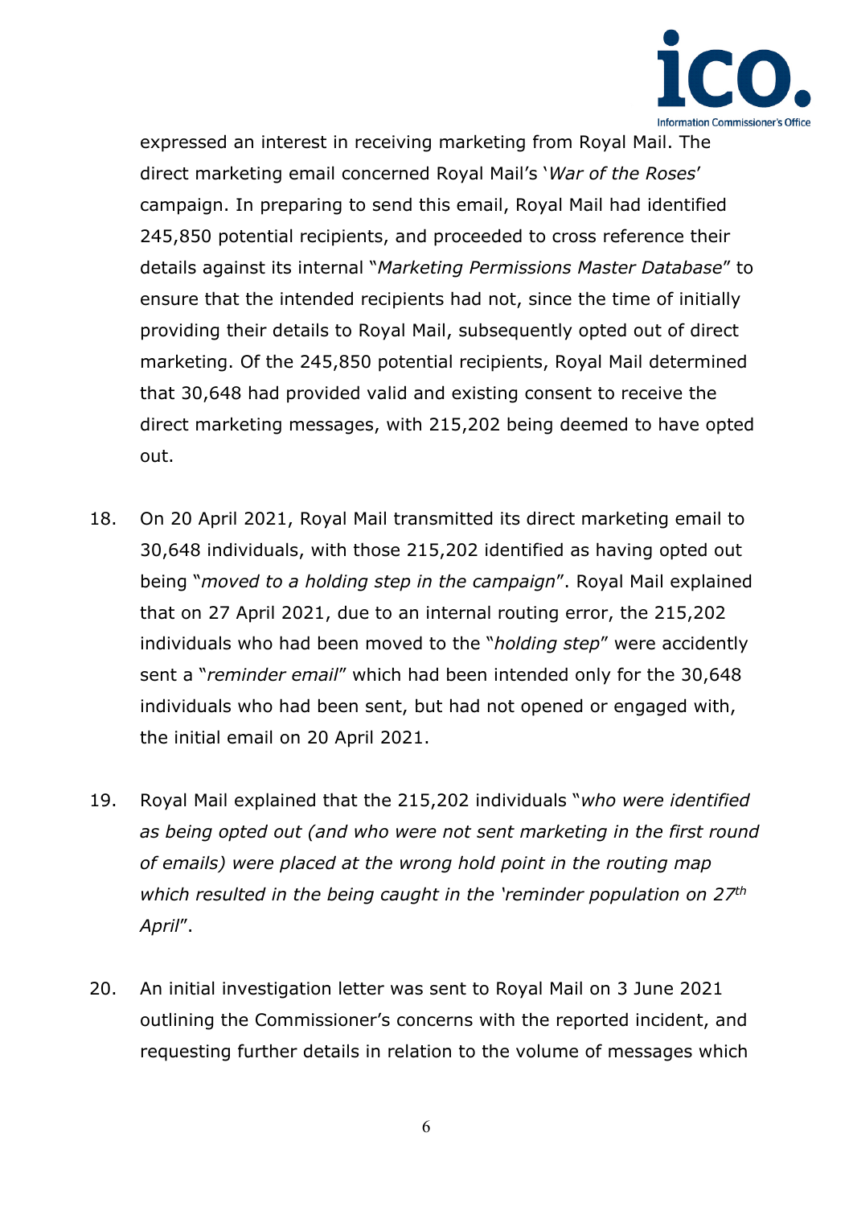expressed an interest in receiving marketing from Royal Mail. The direct marketing email concerned Royal Mail's '*War of the Roses*' campaign. In preparing to send this email, Royal Mail had identified 245,850 potential recipients, and proceeded to cross reference their details against its internal "*Marketing Permissions Master Database*" to ensure that the intended recipients had not, since the time of initially providing their details to Royal Mail, subsequently opted out of direct marketing. Of the 245,850 potential recipients, Royal Mail determined that 30,648 had provided valid and existing consent to receive the direct marketing messages, with 215,202 being deemed to have opted out.

18. On 20 April 2021, Royal Mail transmitted its direct marketing email to 30,648 individuals, with those 215,202 identified as having opted out being "*moved to a holding step in the campaign*". Royal Mail explained that on 27 April 2021, due to an internal routing error, the 215,202 individuals who had been moved to the "*holding step*" were accidently sent a "*reminder email*" which had been intended only for the 30,648 individuals who had been sent, but had not opened or engaged with, the initial email on 20 April 2021.

19. Royal Mail explained that the 215,202 individuals "*who were identified as being opted out (and who were not sent marketing in the first round of emails) were placed at the wrong hold point in the routing map which resulted in the being caught in the 'reminder population on 27th April*".

20. An initial investigation letter was sent to Royal Mail on 3 June 2021 outlining the Commissioner's concerns with the reported incident, and requesting further details in relation to the volume of messages which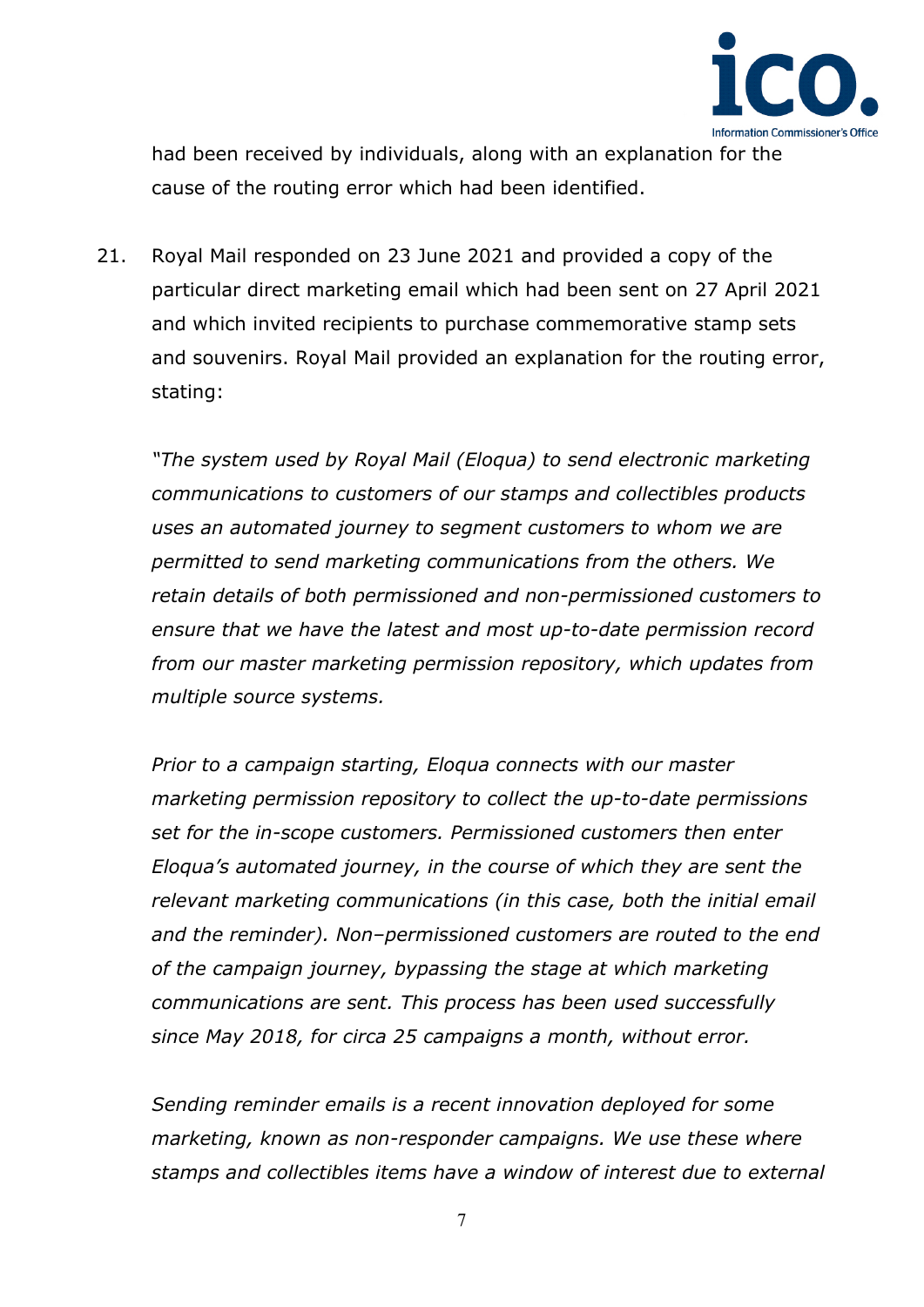had been received by individuals, along with an explanation for the cause of the routing error which had been identified.

21. Royal Mail responded on 23 June 2021 and provided a copy of the particular direct marketing email which had been sent on 27 April 2021 and which invited recipients to purchase commemorative stamp sets and souvenirs. Royal Mail provided an explanation for the routing error, stating:

*"The system used by Royal Mail (Eloqua) to send electronic marketing communications to customers of our stamps and collectibles products uses an automated journey to segment customers to whom we are permitted to send marketing communications from the others. We retain details of both permissioned and non-permissioned customers to ensure that we have the latest and most up-to-date permission record from our master marketing permission repository, which updates from multiple source systems.*

*Prior to a campaign starting, Eloqua connects with our master marketing permission repository to collect the up-to-date permissions set for the in-scope customers. Permissioned customers then enter Eloqua's automated journey, in the course of which they are sent the relevant marketing communications (in this case, both the initial email and the reminder). Non–permissioned customers are routed to the end of the campaign journey, bypassing the stage at which marketing communications are sent. This process has been used successfully since May 2018, for circa 25 campaigns a month, without error.*

*Sending reminder emails is a recent innovation deployed for some marketing, known as non-responder campaigns. We use these where stamps and collectibles items have a window of interest due to external*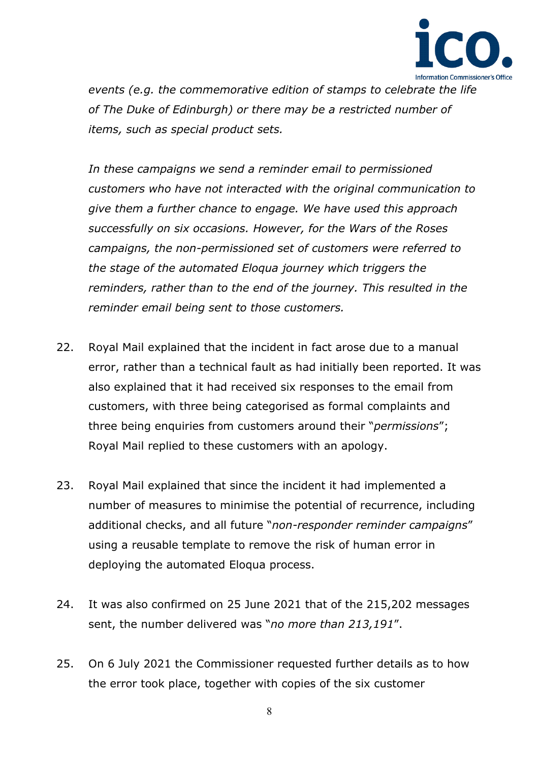*events (e.g. the commemorative edition of stamps to celebrate the life of The Duke of Edinburgh) or there may be a restricted number of items, such as special product sets.*

*In these campaigns we send a reminder email to permissioned customers who have not interacted with the original communication to give them a further chance to engage. We have used this approach successfully on six occasions. However, for the Wars of the Roses campaigns, the non-permissioned set of customers were referred to the stage of the automated Eloqua journey which triggers the reminders, rather than to the end of the journey. This resulted in the reminder email being sent to those customers.*

22. Royal Mail explained that the incident in fact arose due to a manual error, rather than a technical fault as had initially been reported. It was also explained that it had received six responses to the email from customers, with three being categorised as formal complaints and three being enquiries from customers around their "*permissions*"; Royal Mail replied to these customers with an apology.

23. Royal Mail explained that since the incident it had implemented a number of measures to minimise the potential of recurrence, including additional checks, and all future "*non-responder reminder campaigns*" using a reusable template to remove the risk of human error in deploying the automated Eloqua process.

24. It was also confirmed on 25 June 2021 that of the 215,202 messages sent, the number delivered was "*no more than 213,191*".

25. On 6 July 2021 the Commissioner requested further details as to how the error took place, together with copies of the six customer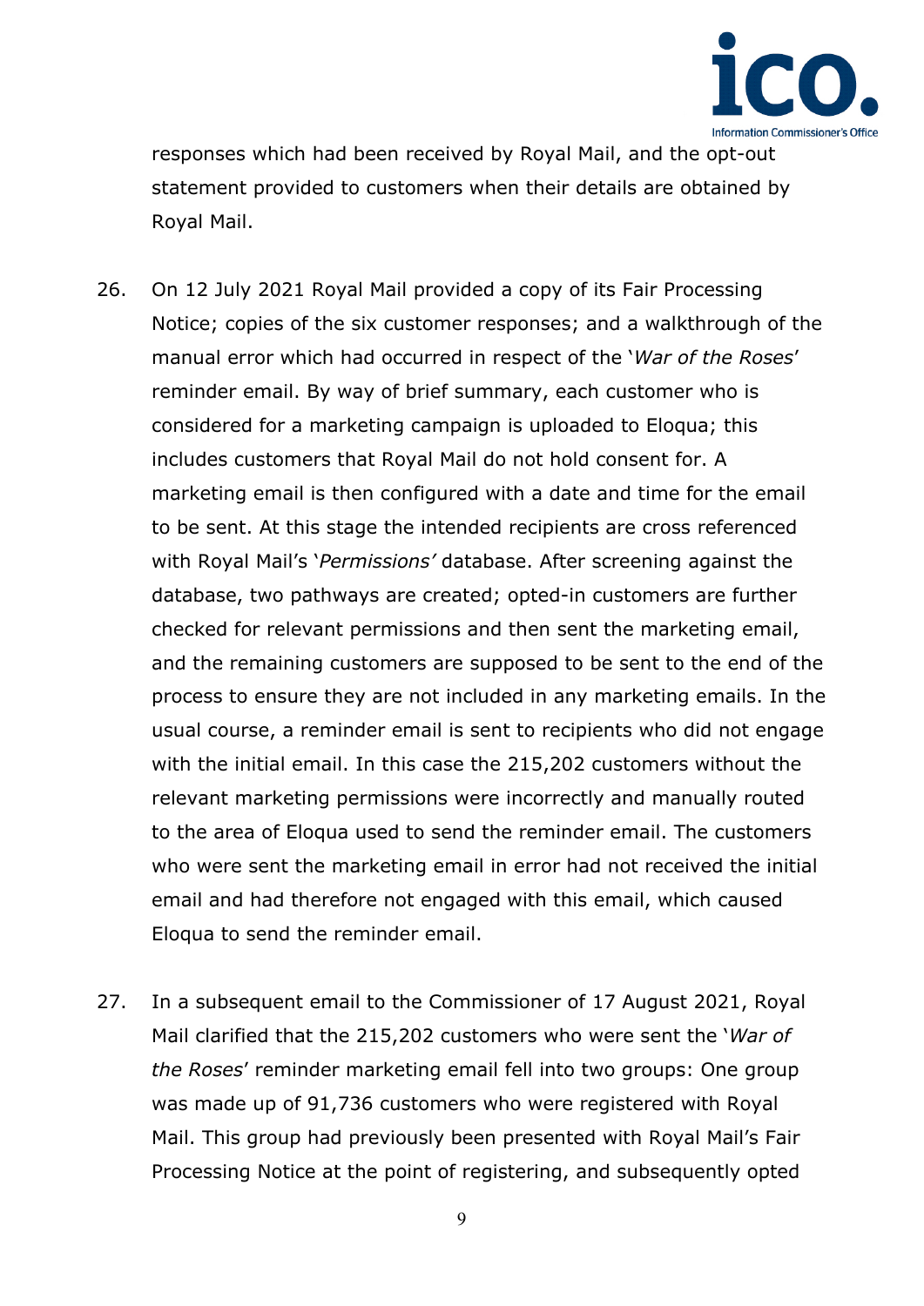responses which had been received by Royal Mail, and the opt-out statement provided to customers when their details are obtained by Royal Mail.

26. On 12 July 2021 Royal Mail provided a copy of its Fair Processing Notice; copies of the six customer responses; and a walkthrough of the manual error which had occurred in respect of the '*War of the Roses*' reminder email. By way of brief summary, each customer who is considered for a marketing campaign is uploaded to Eloqua; this includes customers that Royal Mail do not hold consent for. A marketing email is then configured with a date and time for the email to be sent. At this stage the intended recipients are cross referenced with Royal Mail's '*Permissions'* database. After screening against the database, two pathways are created; opted-in customers are further checked for relevant permissions and then sent the marketing email, and the remaining customers are supposed to be sent to the end of the process to ensure they are not included in any marketing emails. In the usual course, a reminder email is sent to recipients who did not engage with the initial email. In this case the 215,202 customers without the relevant marketing permissions were incorrectly and manually routed to the area of Eloqua used to send the reminder email. The customers who were sent the marketing email in error had not received the initial email and had therefore not engaged with this email, which caused Eloqua to send the reminder email.

27. In a subsequent email to the Commissioner of 17 August 2021, Royal Mail clarified that the 215,202 customers who were sent the '*War of the Roses*' reminder marketing email fell into two groups: One group was made up of 91,736 customers who were registered with Royal Mail. This group had previously been presented with Royal Mail's Fair Processing Notice at the point of registering, and subsequently opted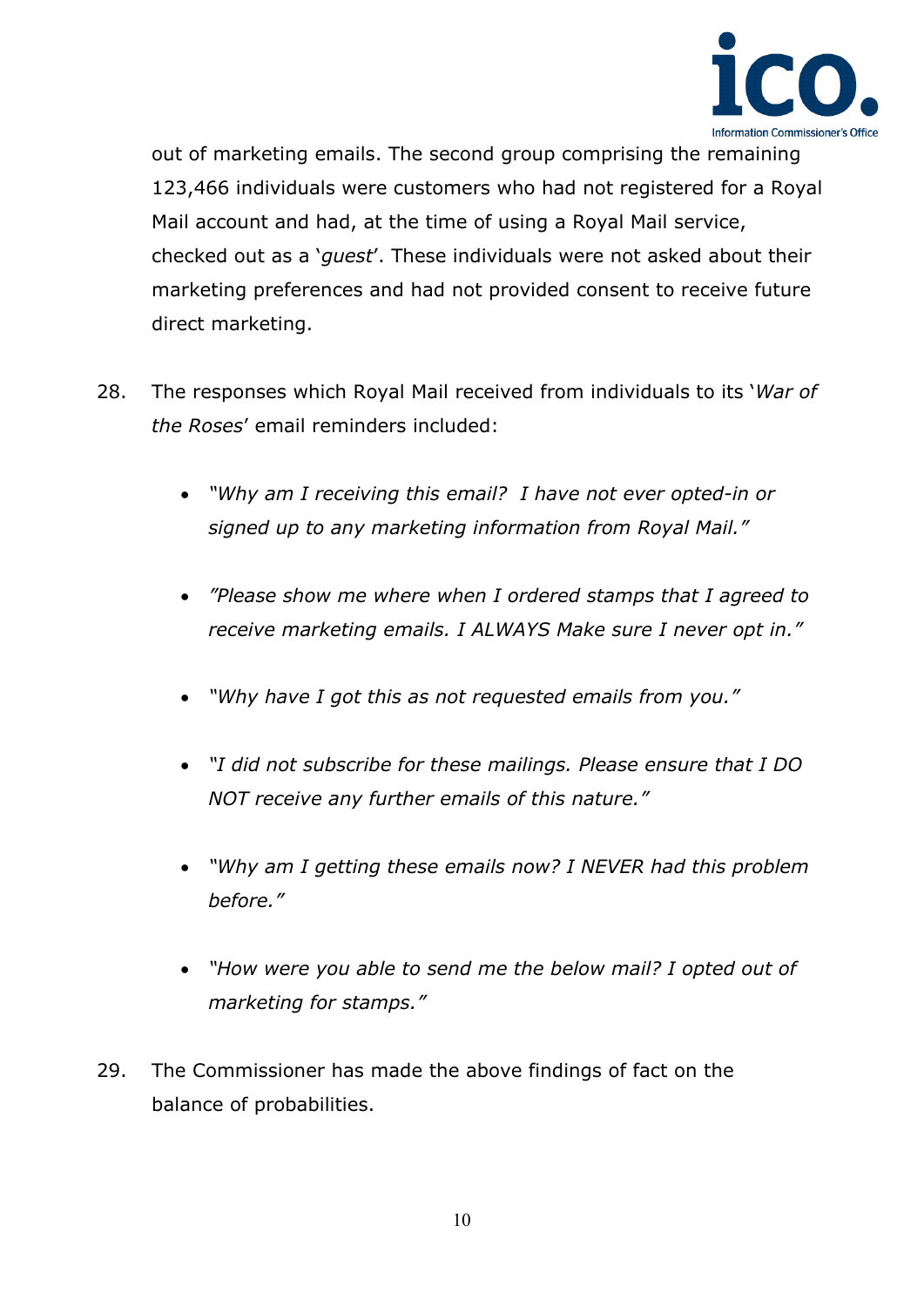out of marketing emails. The second group comprising the remaining 123,466 individuals were customers who had not registered for a Royal Mail account and had, at the time of using a Royal Mail service, checked out as a '*guest*'. These individuals were not asked about their marketing preferences and had not provided consent to receive future direct marketing.

28. The responses which Royal Mail received from individuals to its '*War of the Roses*' email reminders included:

    - *"Why am I receiving this email? I have not ever opted-in or signed up to any marketing information from Royal Mail."*

    - *"Please show me where when I ordered stamps that I agreed to receive marketing emails. I ALWAYS Make sure I never opt in."*

    - *"Why have I got this as not requested emails from you."*

    - *"I did not subscribe for these mailings. Please ensure that I DO NOT receive any further emails of this nature."*

    - *"Why am I getting these emails now? I NEVER had this problem before."*

    - *"How were you able to send me the below mail? I opted out of marketing for stamps."*

29. The Commissioner has made the above findings of fact on the balance of probabilities.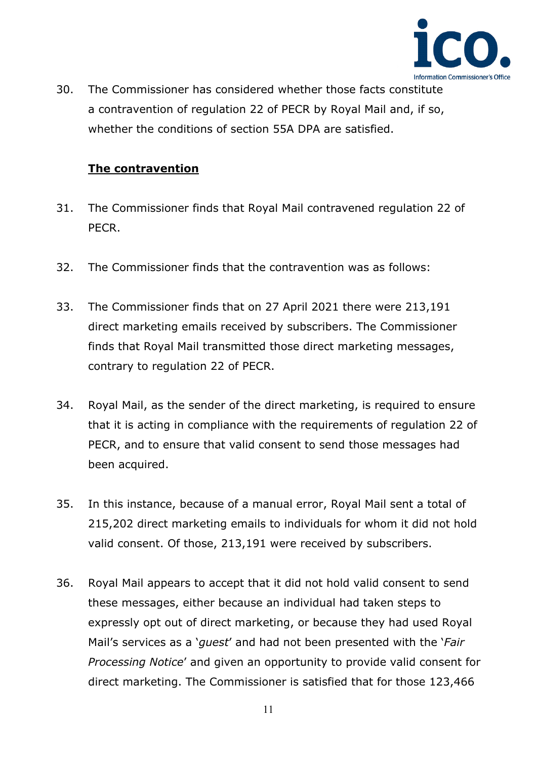30. The Commissioner has considered whether those facts constitute a contravention of regulation 22 of PECR by Royal Mail and, if so, whether the conditions of section 55A DPA are satisfied.

**The contravention**

31. The Commissioner finds that Royal Mail contravened regulation 22 of PECR.

32. The Commissioner finds that the contravention was as follows:

33. The Commissioner finds that on 27 April 2021 there were 213,191 direct marketing emails received by subscribers. The Commissioner finds that Royal Mail transmitted those direct marketing messages, contrary to regulation 22 of PECR.

34. Royal Mail, as the sender of the direct marketing, is required to ensure that it is acting in compliance with the requirements of regulation 22 of PECR, and to ensure that valid consent to send those messages had been acquired.

35. In this instance, because of a manual error, Royal Mail sent a total of 215,202 direct marketing emails to individuals for whom it did not hold valid consent. Of those, 213,191 were received by subscribers.

36. Royal Mail appears to accept that it did not hold valid consent to send these messages, either because an individual had taken steps to expressly opt out of direct marketing, or because they had used Royal Mail's services as a '*guest*' and had not been presented with the '*Fair Processing Notice*' and given an opportunity to provide valid consent for direct marketing. The Commissioner is satisfied that for those 123,466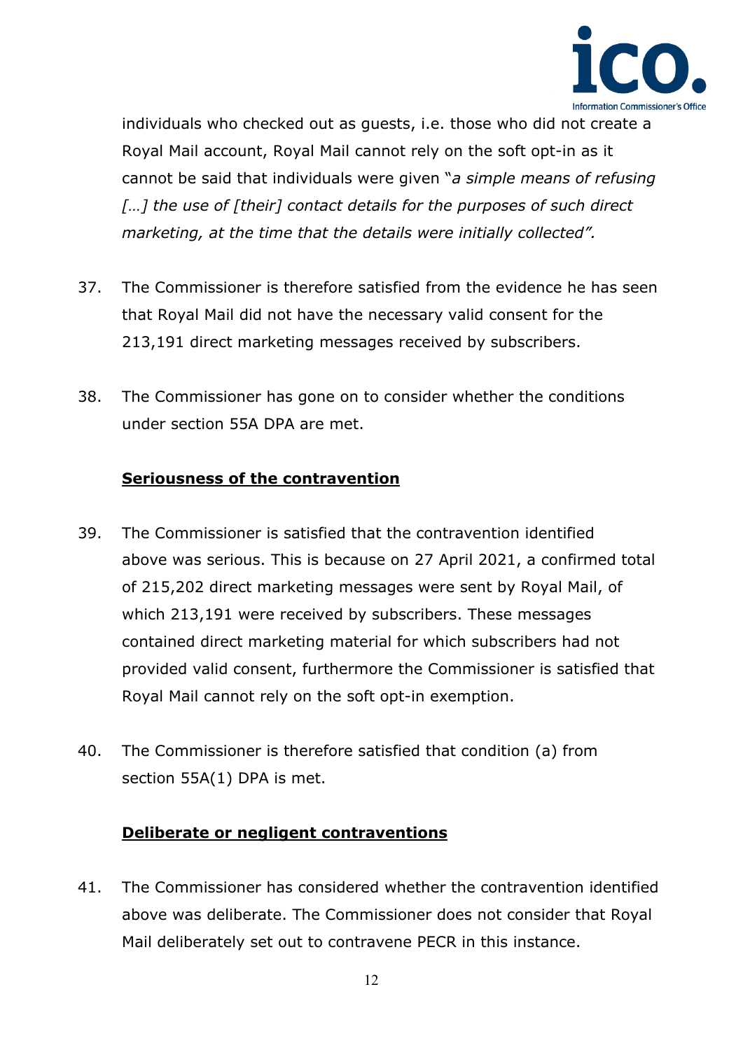individuals who checked out as guests, i.e. those who did not create a Royal Mail account, Royal Mail cannot rely on the soft opt-in as it cannot be said that individuals were given "*a simple means of refusing […] the use of [their] contact details for the purposes of such direct marketing, at the time that the details were initially collected".*

37. The Commissioner is therefore satisfied from the evidence he has seen that Royal Mail did not have the necessary valid consent for the 213,191 direct marketing messages received by subscribers.

38. The Commissioner has gone on to consider whether the conditions under section 55A DPA are met.

**Seriousness of the contravention**

39. The Commissioner is satisfied that the contravention identified above was serious. This is because on 27 April 2021, a confirmed total of 215,202 direct marketing messages were sent by Royal Mail, of which 213,191 were received by subscribers. These messages contained direct marketing material for which subscribers had not provided valid consent, furthermore the Commissioner is satisfied that Royal Mail cannot rely on the soft opt-in exemption.

40. The Commissioner is therefore satisfied that condition (a) from section 55A(1) DPA is met.

**Deliberate or negligent contraventions**

41. The Commissioner has considered whether the contravention identified above was deliberate. The Commissioner does not consider that Royal Mail deliberately set out to contravene PECR in this instance.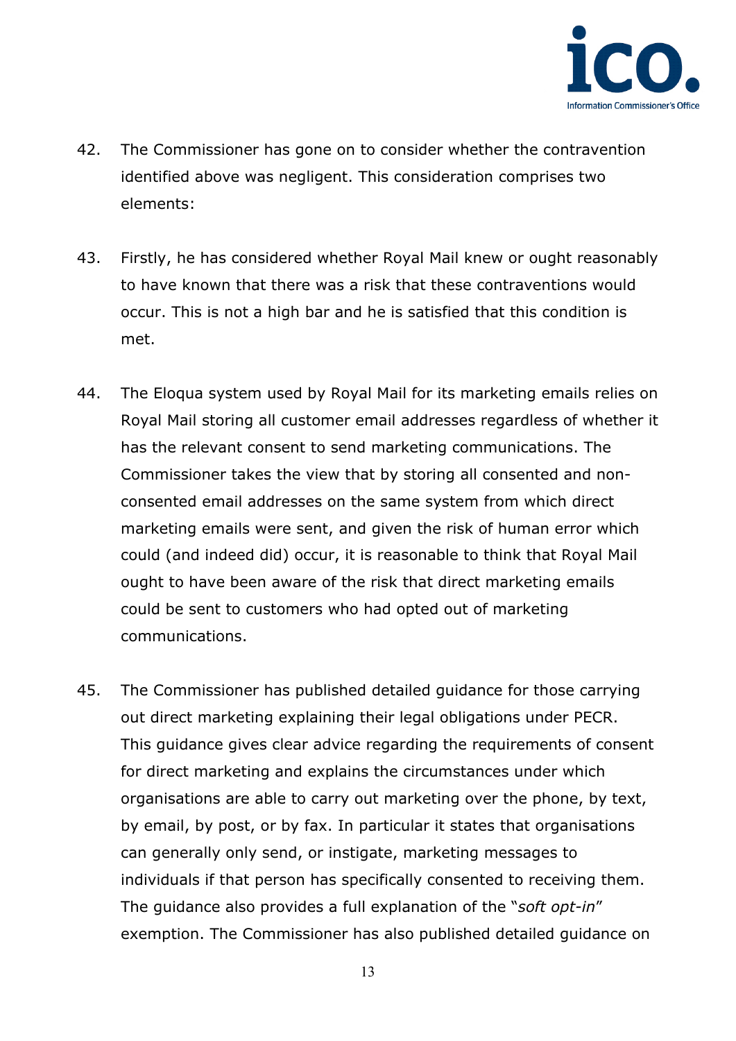42. The Commissioner has gone on to consider whether the contravention identified above was negligent. This consideration comprises two elements:

43. Firstly, he has considered whether Royal Mail knew or ought reasonably to have known that there was a risk that these contraventions would occur. This is not a high bar and he is satisfied that this condition is met.

44. The Eloqua system used by Royal Mail for its marketing emails relies on Royal Mail storing all customer email addresses regardless of whether it has the relevant consent to send marketing communications. The Commissioner takes the view that by storing all consented and non-consented email addresses on the same system from which direct marketing emails were sent, and given the risk of human error which could (and indeed did) occur, it is reasonable to think that Royal Mail ought to have been aware of the risk that direct marketing emails could be sent to customers who had opted out of marketing communications.

45. The Commissioner has published detailed guidance for those carrying out direct marketing explaining their legal obligations under PECR. This guidance gives clear advice regarding the requirements of consent for direct marketing and explains the circumstances under which organisations are able to carry out marketing over the phone, by text, by email, by post, or by fax. In particular it states that organisations can generally only send, or instigate, marketing messages to individuals if that person has specifically consented to receiving them. The guidance also provides a full explanation of the "*soft opt-in*" exemption. The Commissioner has also published detailed guidance on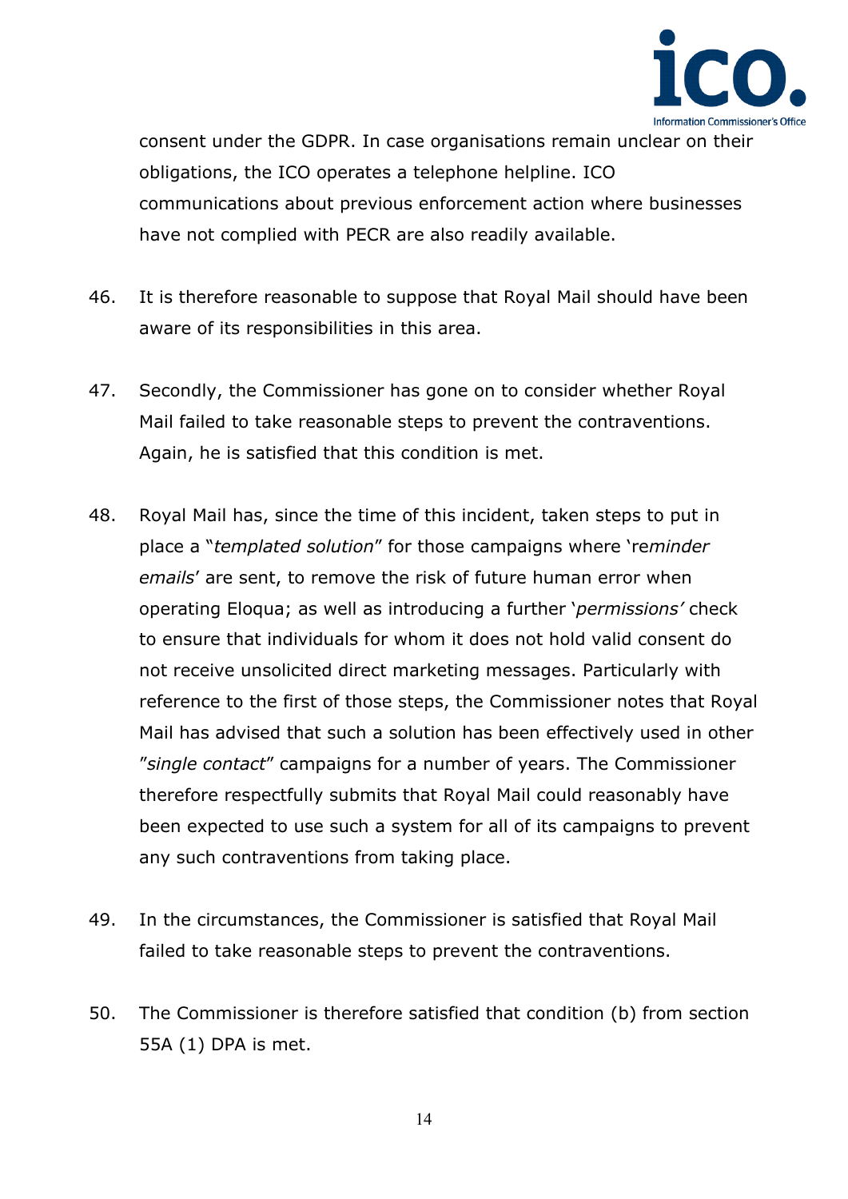consent under the GDPR. In case organisations remain unclear on their obligations, the ICO operates a telephone helpline. ICO communications about previous enforcement action where businesses have not complied with PECR are also readily available.

46. It is therefore reasonable to suppose that Royal Mail should have been aware of its responsibilities in this area.

47. Secondly, the Commissioner has gone on to consider whether Royal Mail failed to take reasonable steps to prevent the contraventions. Again, he is satisfied that this condition is met.

48. Royal Mail has, since the time of this incident, taken steps to put in place a "*templated solution*" for those campaigns where 're*minder emails*' are sent, to remove the risk of future human error when operating Eloqua; as well as introducing a further '*permissions'* check to ensure that individuals for whom it does not hold valid consent do not receive unsolicited direct marketing messages. Particularly with reference to the first of those steps, the Commissioner notes that Royal Mail has advised that such a solution has been effectively used in other "*single contact*" campaigns for a number of years. The Commissioner therefore respectfully submits that Royal Mail could reasonably have been expected to use such a system for all of its campaigns to prevent any such contraventions from taking place.

49. In the circumstances, the Commissioner is satisfied that Royal Mail failed to take reasonable steps to prevent the contraventions.

50. The Commissioner is therefore satisfied that condition (b) from section 55A (1) DPA is met.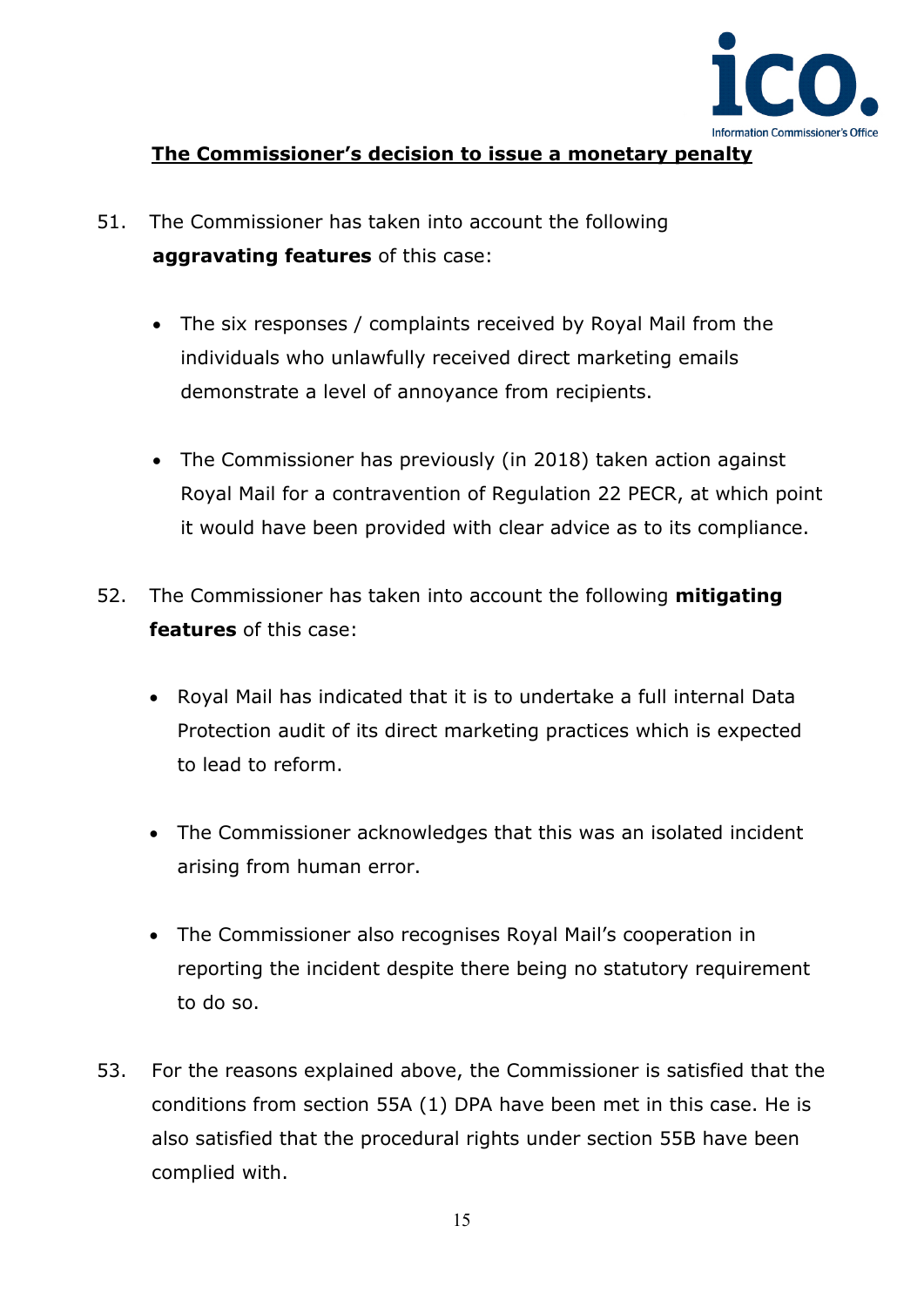## The Commissioner's decision to issue a monetary penalty

51. The Commissioner has taken into account the following **aggravating features** of this case:

    - The six responses / complaints received by Royal Mail from the individuals who unlawfully received direct marketing emails demonstrate a level of annoyance from recipients.

    - The Commissioner has previously (in 2018) taken action against Royal Mail for a contravention of Regulation 22 PECR, at which point it would have been provided with clear advice as to its compliance.

52. The Commissioner has taken into account the following **mitigating features** of this case:

    - Royal Mail has indicated that it is to undertake a full internal Data Protection audit of its direct marketing practices which is expected to lead to reform.

    - The Commissioner acknowledges that this was an isolated incident arising from human error.

    - The Commissioner also recognises Royal Mail's cooperation in reporting the incident despite there being no statutory requirement to do so.

53. For the reasons explained above, the Commissioner is satisfied that the conditions from section 55A (1) DPA have been met in this case. He is also satisfied that the procedural rights under section 55B have been complied with.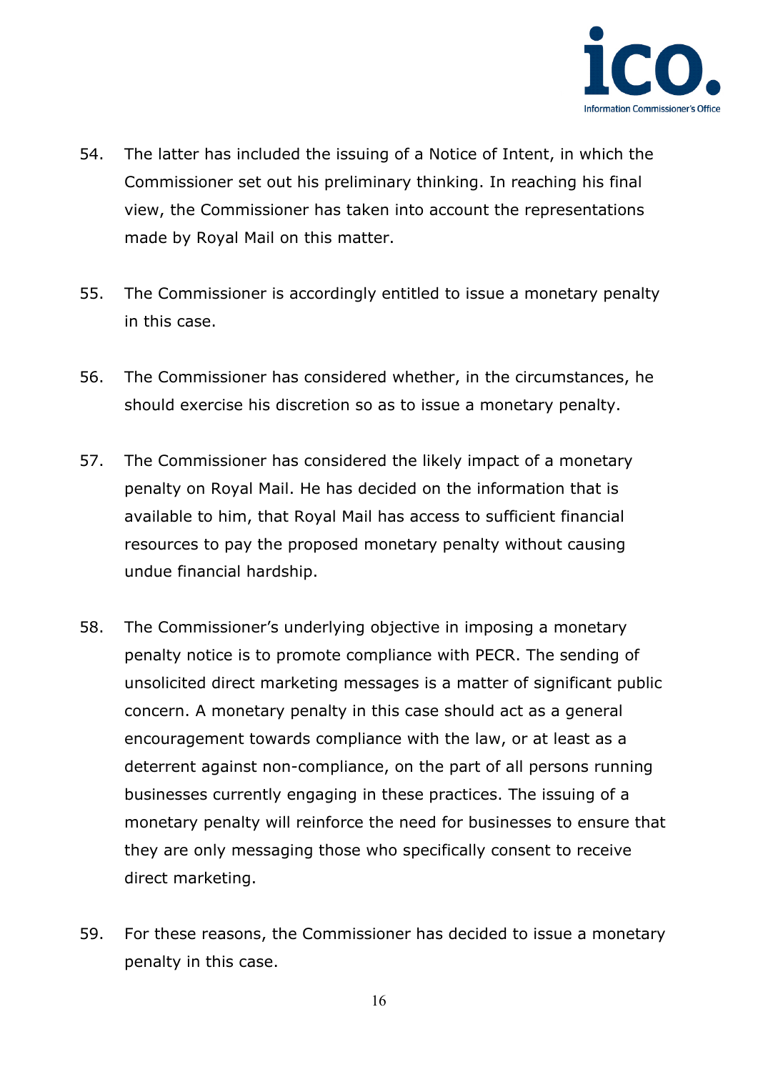54. The latter has included the issuing of a Notice of Intent, in which the Commissioner set out his preliminary thinking. In reaching his final view, the Commissioner has taken into account the representations made by Royal Mail on this matter.

55. The Commissioner is accordingly entitled to issue a monetary penalty in this case.

56. The Commissioner has considered whether, in the circumstances, he should exercise his discretion so as to issue a monetary penalty.

57. The Commissioner has considered the likely impact of a monetary penalty on Royal Mail. He has decided on the information that is available to him, that Royal Mail has access to sufficient financial resources to pay the proposed monetary penalty without causing undue financial hardship.

58. The Commissioner's underlying objective in imposing a monetary penalty notice is to promote compliance with PECR. The sending of unsolicited direct marketing messages is a matter of significant public concern. A monetary penalty in this case should act as a general encouragement towards compliance with the law, or at least as a deterrent against non-compliance, on the part of all persons running businesses currently engaging in these practices. The issuing of a monetary penalty will reinforce the need for businesses to ensure that they are only messaging those who specifically consent to receive direct marketing.

59. For these reasons, the Commissioner has decided to issue a monetary penalty in this case.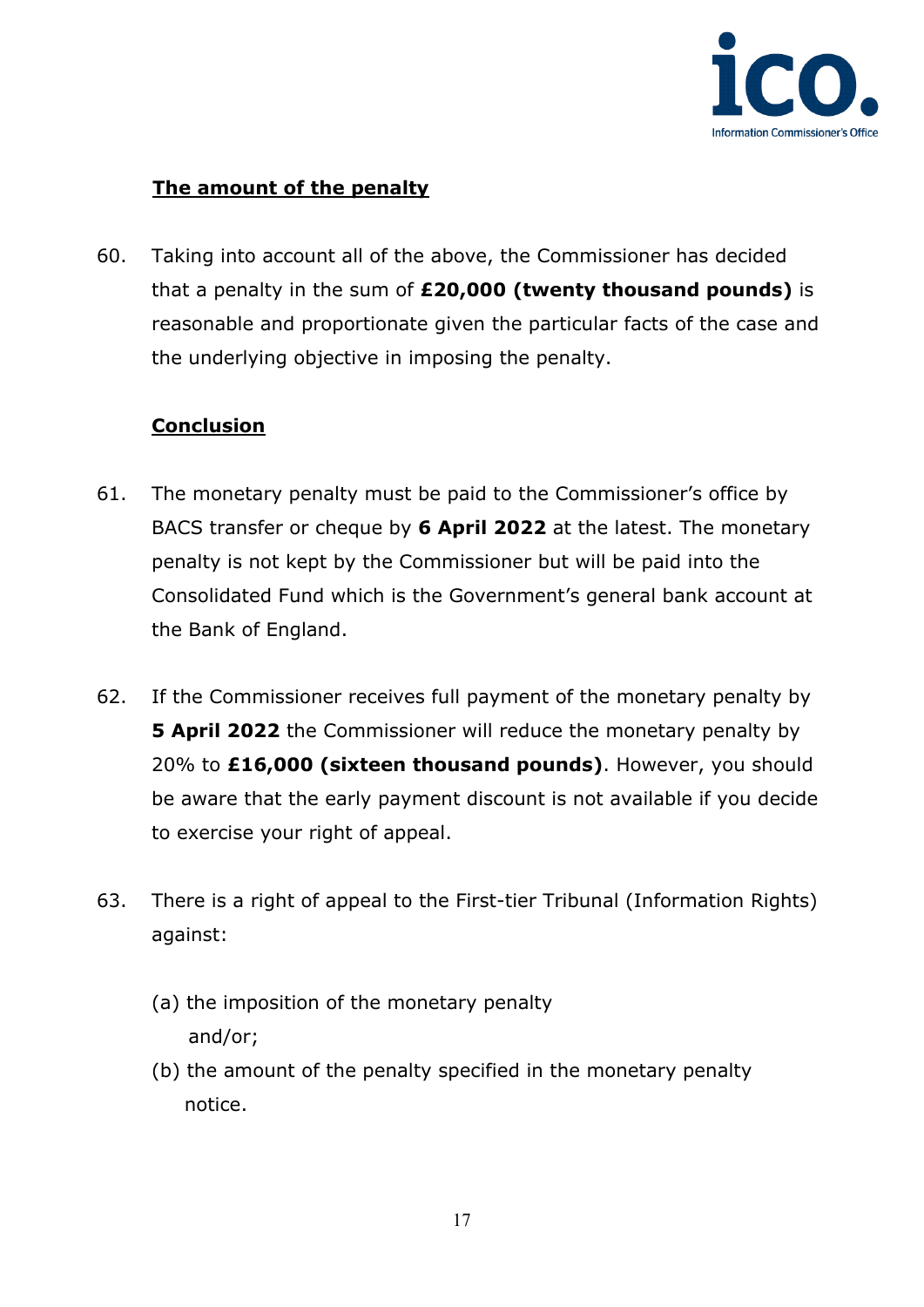## **The amount of the penalty**

60. Taking into account all of the above, the Commissioner has decided that a penalty in the sum of **£20,000 (twenty thousand pounds)** is reasonable and proportionate given the particular facts of the case and the underlying objective in imposing the penalty.

## **Conclusion**

61. The monetary penalty must be paid to the Commissioner's office by BACS transfer or cheque by **6 April 2022** at the latest. The monetary penalty is not kept by the Commissioner but will be paid into the Consolidated Fund which is the Government's general bank account at the Bank of England.

62. If the Commissioner receives full payment of the monetary penalty by **5 April 2022** the Commissioner will reduce the monetary penalty by 20% to **£16,000 (sixteen thousand pounds)**. However, you should be aware that the early payment discount is not available if you decide to exercise your right of appeal.

63. There is a right of appeal to the First-tier Tribunal (Information Rights) against:

    (a) the imposition of the monetary penalty and/or;

    (b) the amount of the penalty specified in the monetary penalty notice.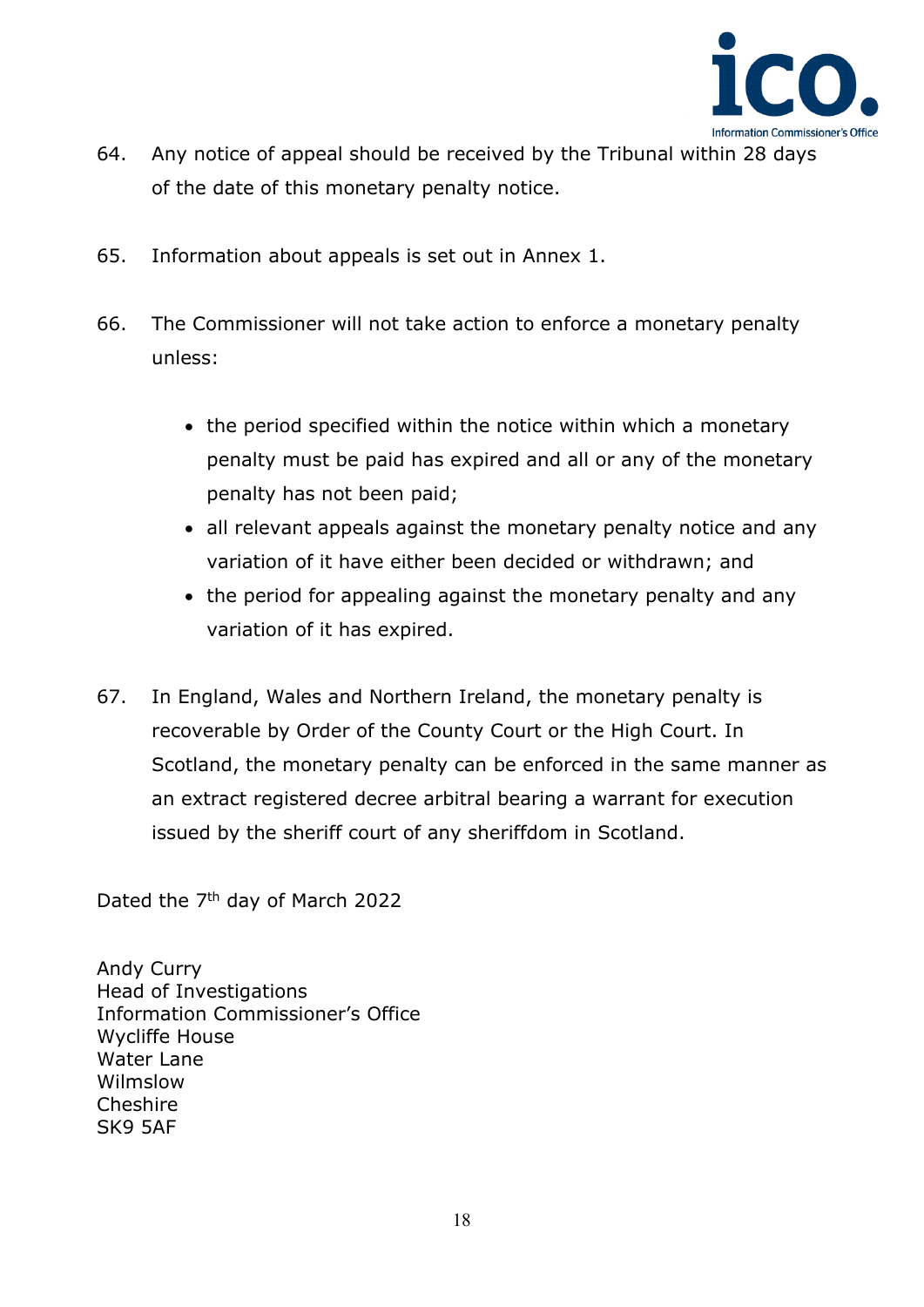64. Any notice of appeal should be received by the Tribunal within 28 days of the date of this monetary penalty notice.

65. Information about appeals is set out in Annex 1.

66. The Commissioner will not take action to enforce a monetary penalty unless:

    - the period specified within the notice within which a monetary penalty must be paid has expired and all or any of the monetary penalty has not been paid;
    - all relevant appeals against the monetary penalty notice and any variation of it have either been decided or withdrawn; and
    - the period for appealing against the monetary penalty and any variation of it has expired.

67. In England, Wales and Northern Ireland, the monetary penalty is recoverable by Order of the County Court or the High Court. In Scotland, the monetary penalty can be enforced in the same manner as an extract registered decree arbitral bearing a warrant for execution issued by the sheriff court of any sheriffdom in Scotland.

Dated the 7th day of March 2022

Andy Curry
Head of Investigations
Information Commissioner's Office
Wycliffe House
Water Lane
Wilmslow
Cheshire
SK9 5AF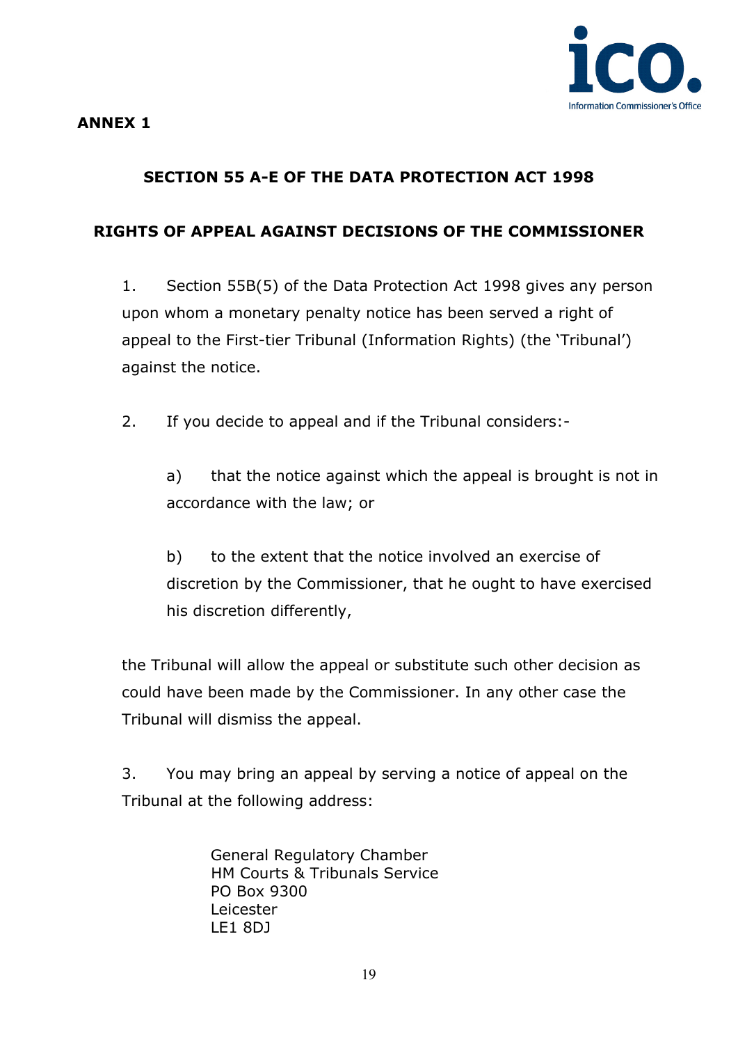**ANNEX 1**

## SECTION 55 A-E OF THE DATA PROTECTION ACT 1998

## RIGHTS OF APPEAL AGAINST DECISIONS OF THE COMMISSIONER

1. Section 55B(5) of the Data Protection Act 1998 gives any person upon whom a monetary penalty notice has been served a right of appeal to the First-tier Tribunal (Information Rights) (the 'Tribunal') against the notice.

2. If you decide to appeal and if the Tribunal considers:-

   a) that the notice against which the appeal is brought is not in accordance with the law; or

   b) to the extent that the notice involved an exercise of discretion by the Commissioner, that he ought to have exercised his discretion differently,

   the Tribunal will allow the appeal or substitute such other decision as could have been made by the Commissioner. In any other case the Tribunal will dismiss the appeal.

3. You may bring an appeal by serving a notice of appeal on the Tribunal at the following address:

   General Regulatory Chamber  
   HM Courts & Tribunals Service  
   PO Box 9300  
   Leicester  
   LE1 8DJ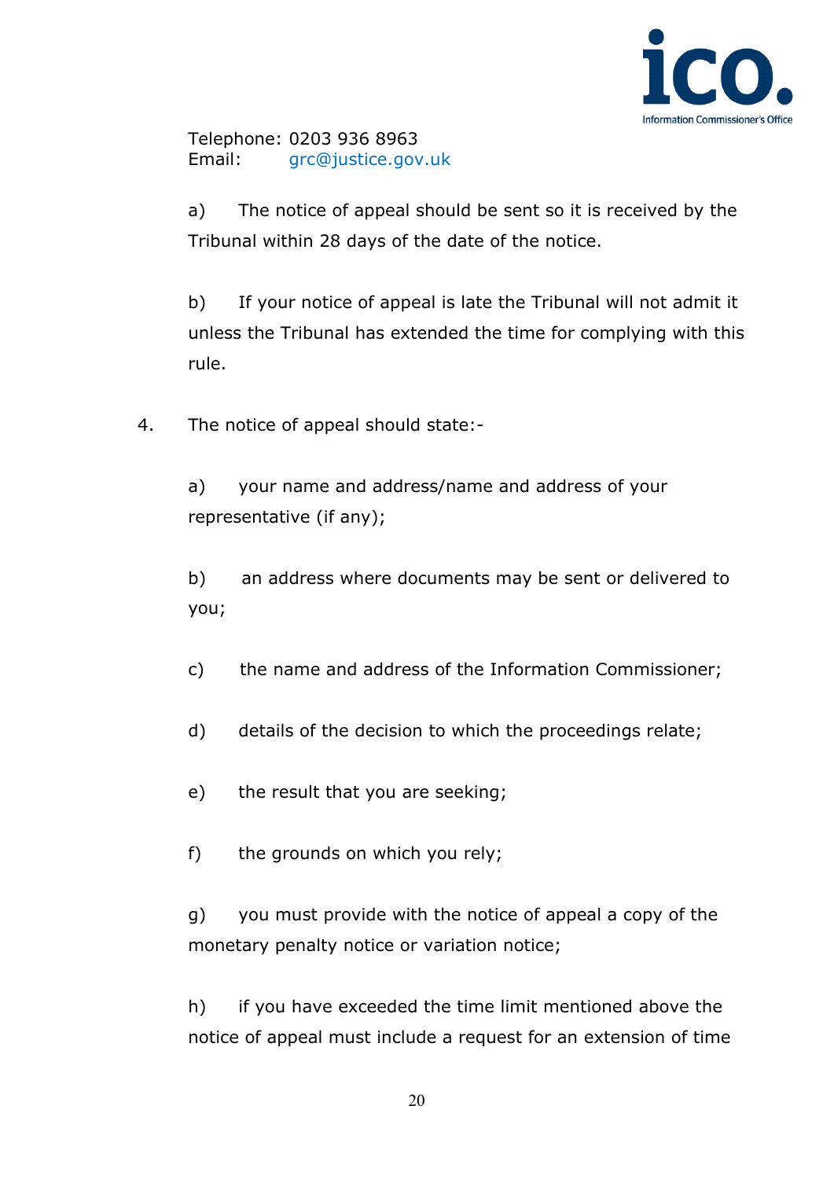Telephone: 0203 936 8963
Email: grc@justice.gov.uk

a) The notice of appeal should be sent so it is received by the Tribunal within 28 days of the date of the notice.

b) If your notice of appeal is late the Tribunal will not admit it unless the Tribunal has extended the time for complying with this rule.

4. The notice of appeal should state:-

a) your name and address/name and address of your representative (if any);

b) an address where documents may be sent or delivered to you;

c) the name and address of the Information Commissioner;

d) details of the decision to which the proceedings relate;

e) the result that you are seeking;

f) the grounds on which you rely;

g) you must provide with the notice of appeal a copy of the monetary penalty notice or variation notice;

h) if you have exceeded the time limit mentioned above the notice of appeal must include a request for an extension of time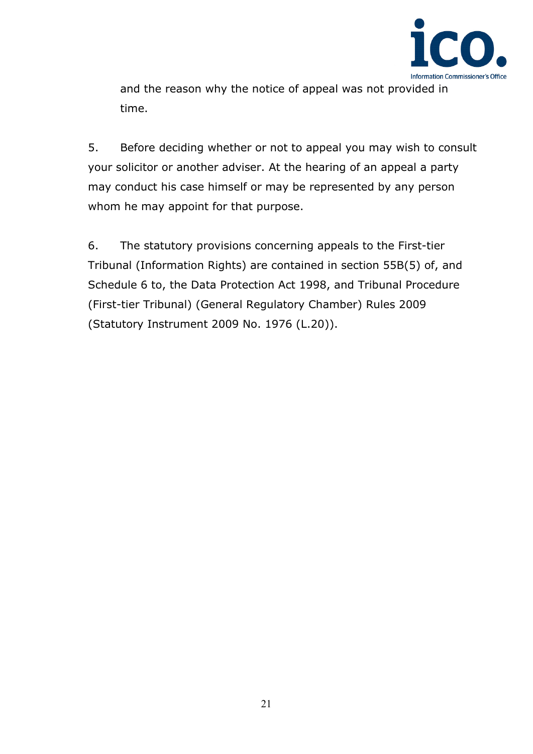and the reason why the notice of appeal was not provided in time.

5. Before deciding whether or not to appeal you may wish to consult your solicitor or another adviser. At the hearing of an appeal a party may conduct his case himself or may be represented by any person whom he may appoint for that purpose.

6. The statutory provisions concerning appeals to the First-tier Tribunal (Information Rights) are contained in section 55B(5) of, and Schedule 6 to, the Data Protection Act 1998, and Tribunal Procedure (First-tier Tribunal) (General Regulatory Chamber) Rules 2009 (Statutory Instrument 2009 No. 1976 (L.20)).